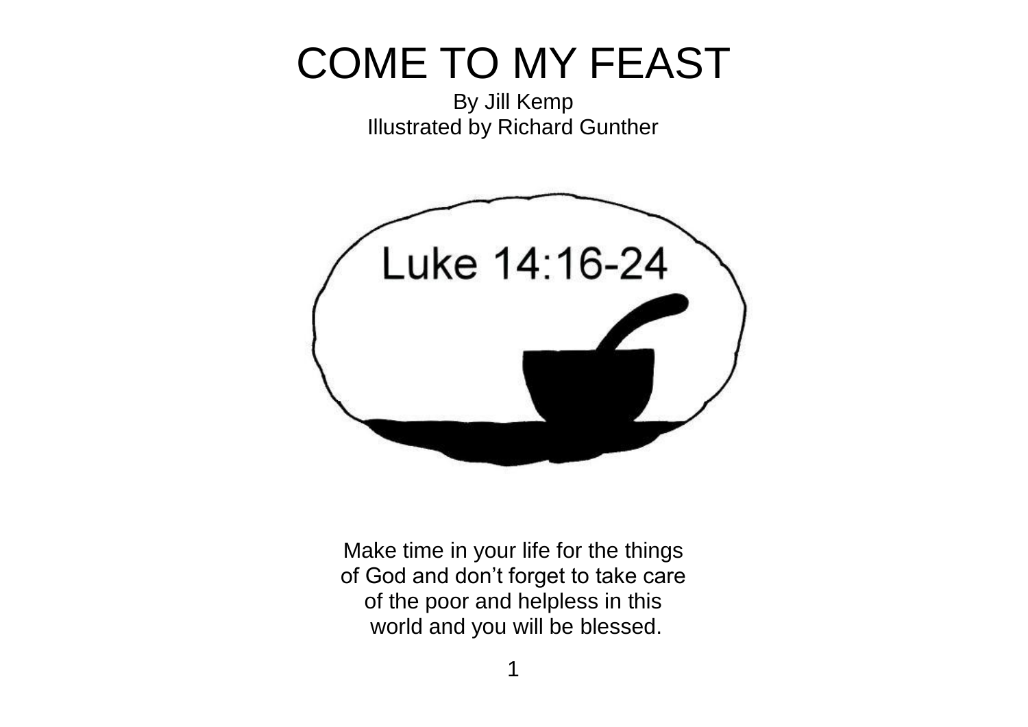# COME TO MY FEAST

By Jill Kemp
Illustrated by Richard Gunther

Luke 14:16-24

Make time in your life for the things of God and don't forget to take care of the poor and helpless in this world and you will be blessed.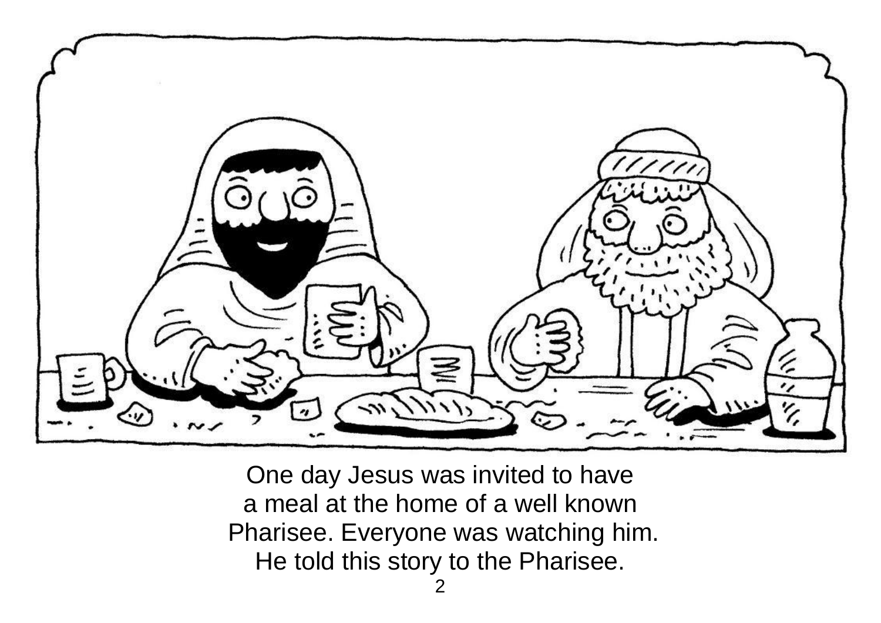One day Jesus was invited to have a meal at the home of a well known Pharisee. Everyone was watching him. He told this story to the Pharisee.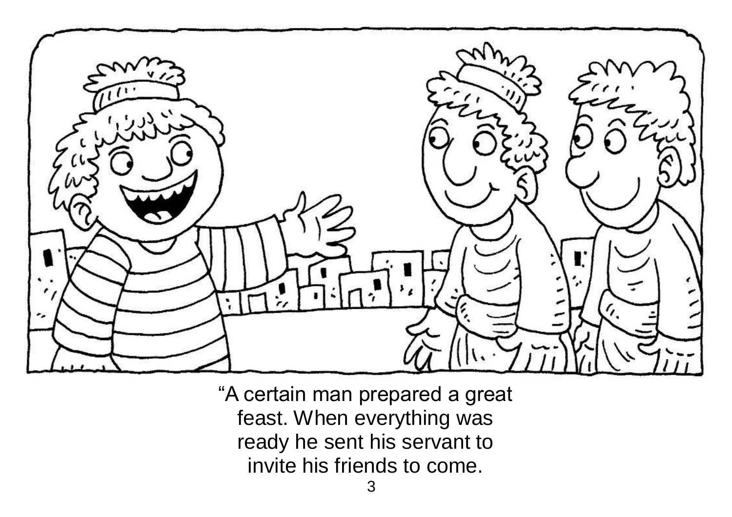“A certain man prepared a great feast. When everything was ready he sent his servant to invite his friends to come.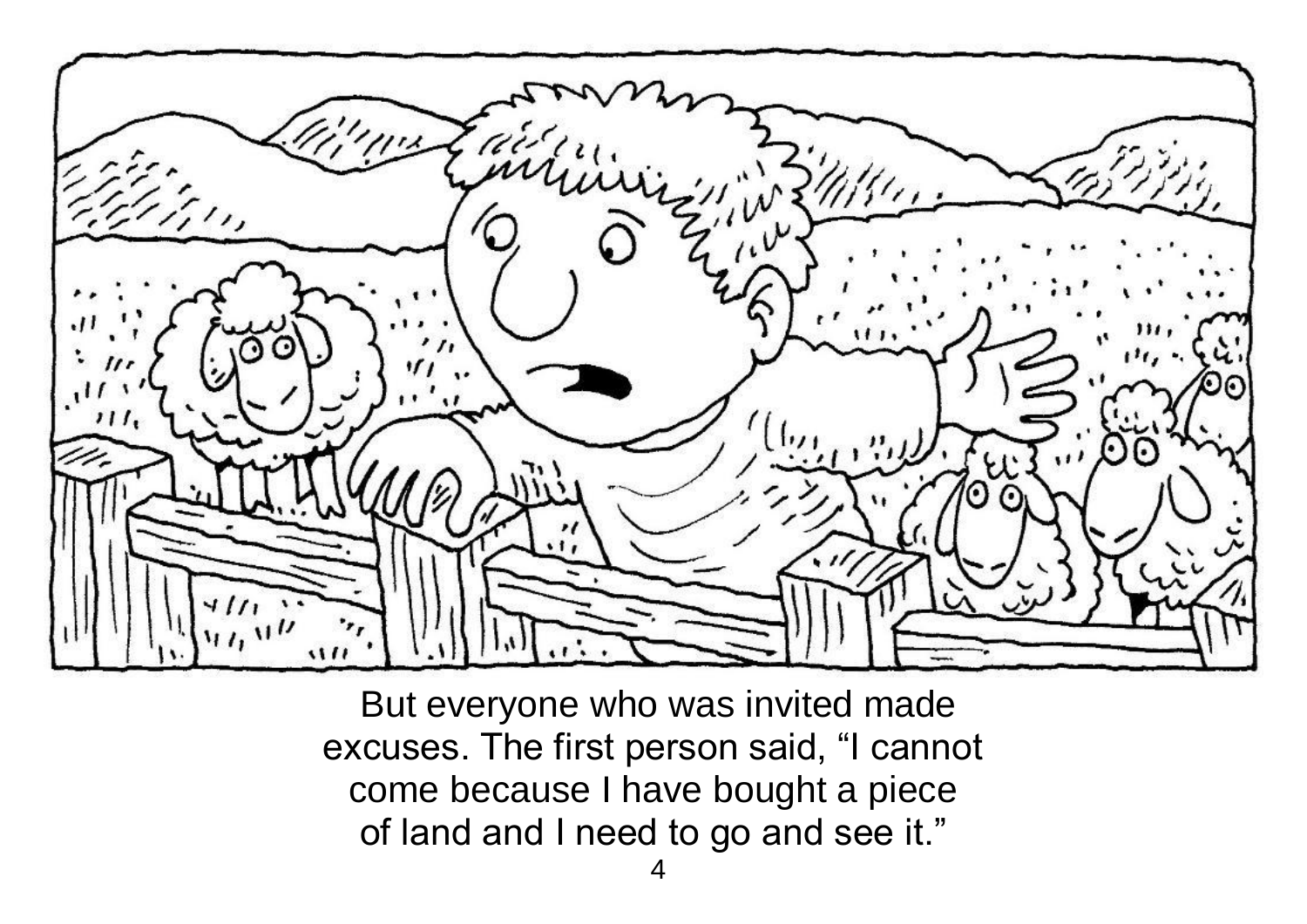But everyone who was invited made excuses. The first person said, “I cannot come because I have bought a piece of land and I need to go and see it.”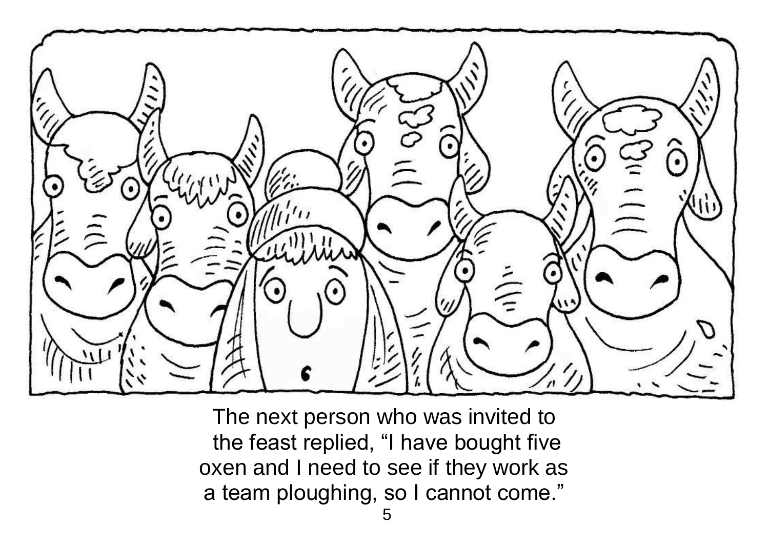The next person who was invited to the feast replied, "I have bought five oxen and I need to see if they work as a team ploughing, so I cannot come."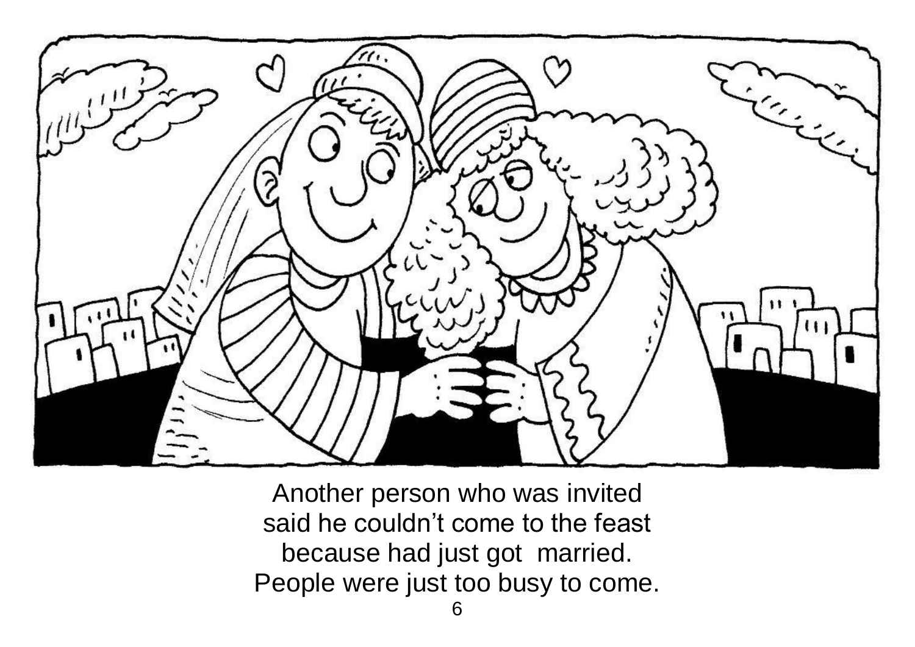Another person who was invited
said he couldn't come to the feast
because had just got  married.
People were just too busy to come.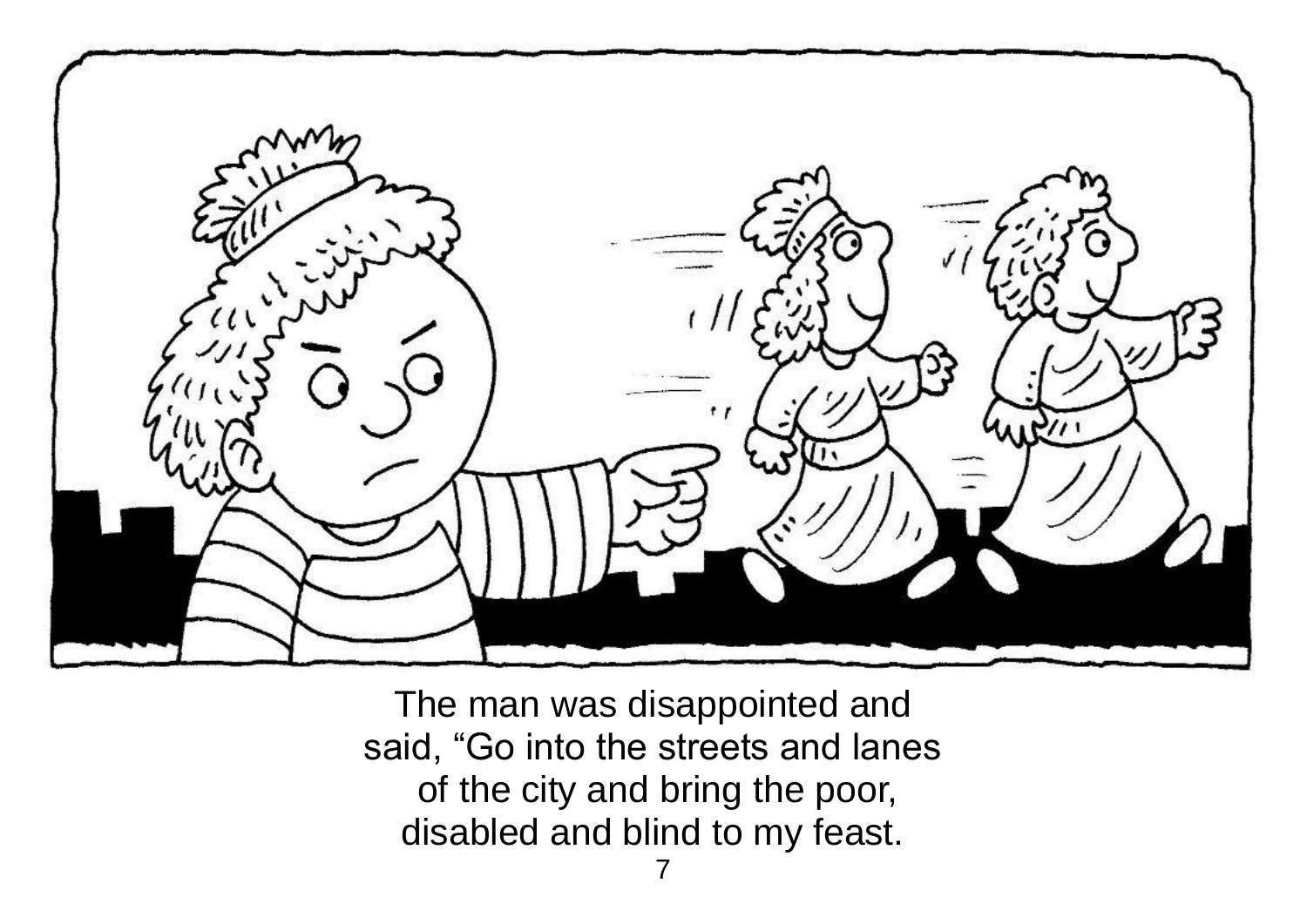The man was disappointed and said, “Go into the streets and lanes of the city and bring the poor, disabled and blind to my feast.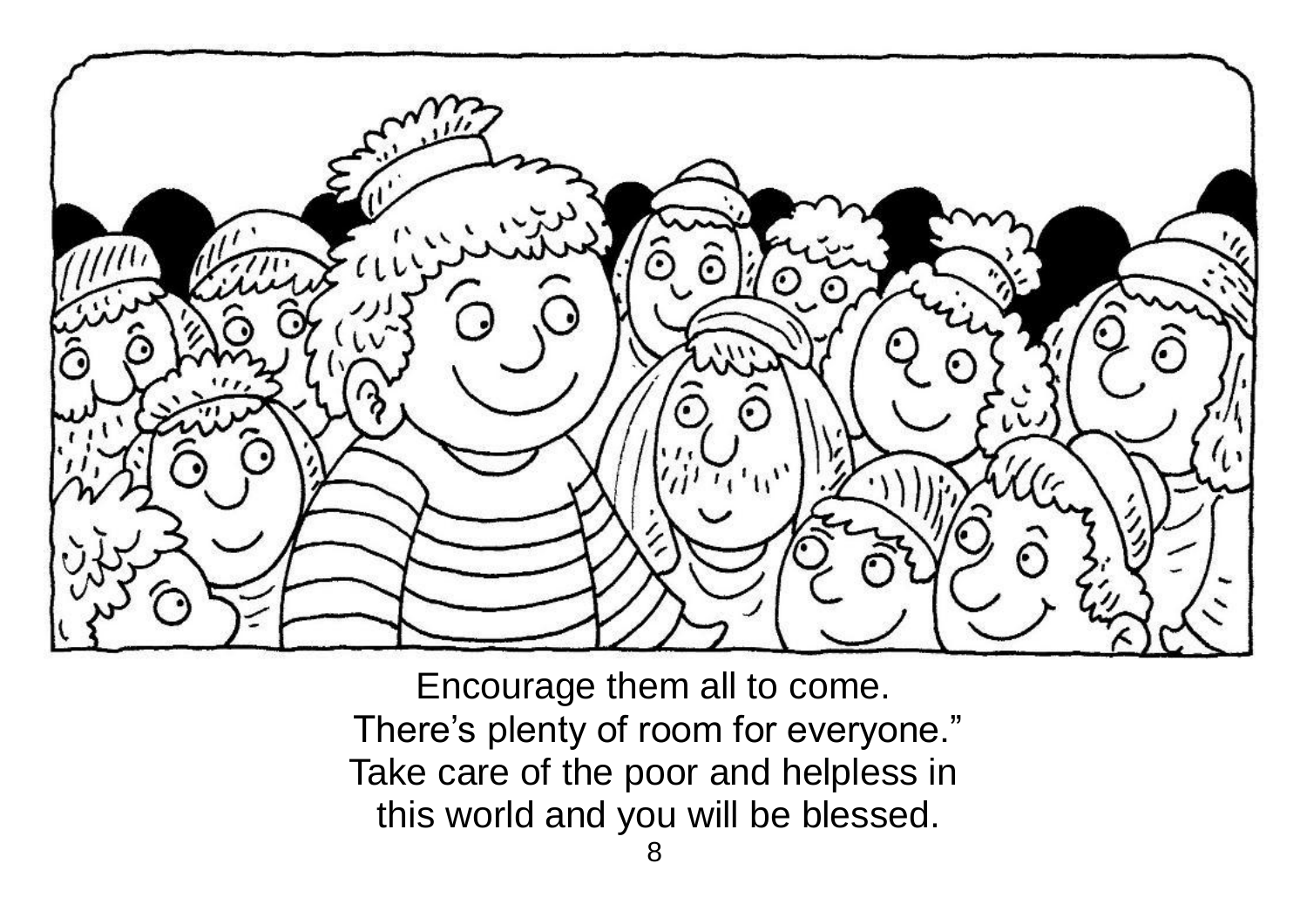Encourage them all to come.
There's plenty of room for everyone."
Take care of the poor and helpless in
this world and you will be blessed.